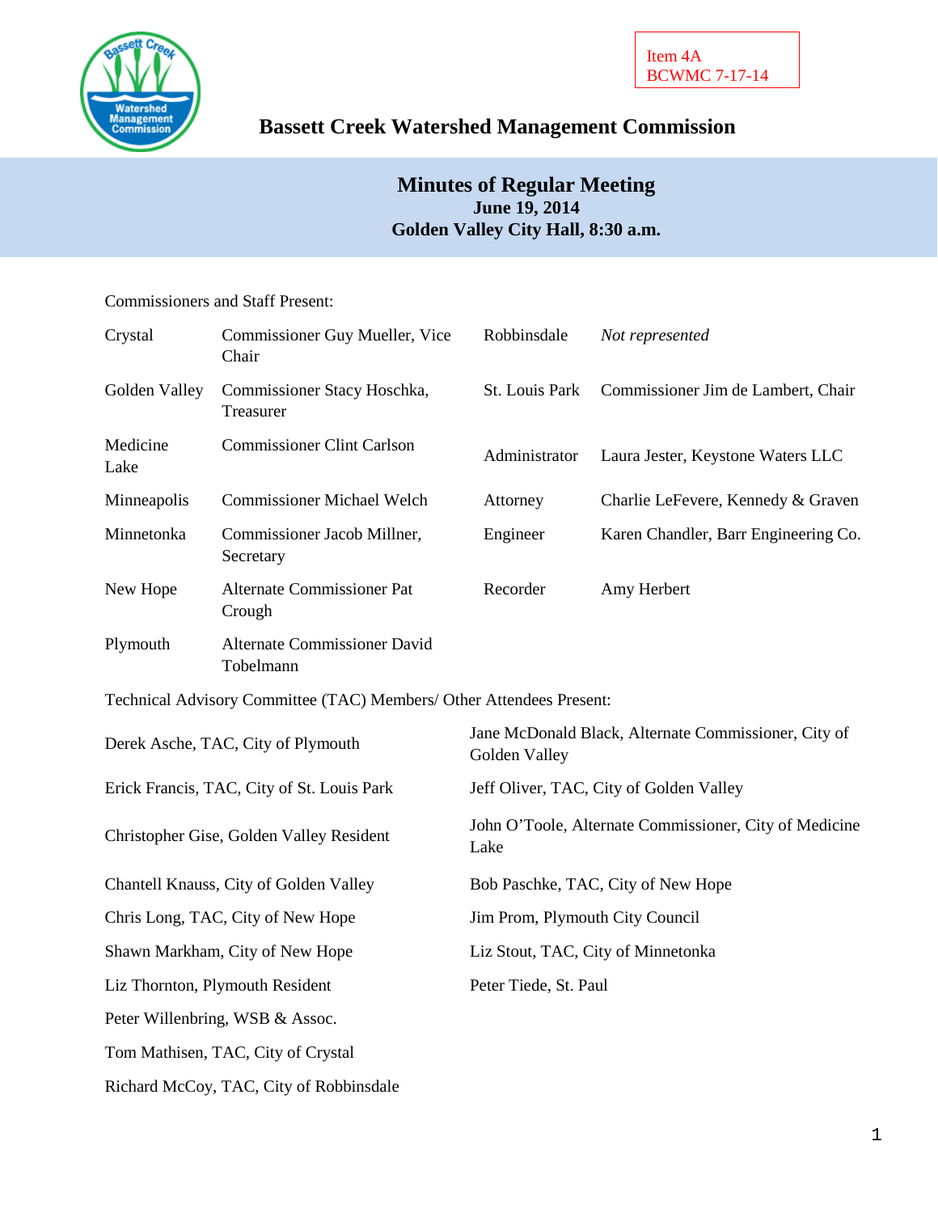Item 4A
BCWMC 7-17-14

# Bassett Creek Watershed Management Commission

## Minutes of Regular Meeting
**June 19, 2014**
**Golden Valley City Hall, 8:30 a.m.**

Commissioners and Staff Present:

| | | | |
|---|---|---|---|
| Crystal | Commissioner Guy Mueller, Vice Chair | Robbinsdale | *Not represented* |
| Golden Valley | Commissioner Stacy Hoschka, Treasurer | St. Louis Park | Commissioner Jim de Lambert, Chair |
| Medicine Lake | Commissioner Clint Carlson | Administrator | Laura Jester, Keystone Waters LLC |
| Minneapolis | Commissioner Michael Welch | Attorney | Charlie LeFevere, Kennedy & Graven |
| Minnetonka | Commissioner Jacob Millner, Secretary | Engineer | Karen Chandler, Barr Engineering Co. |
| New Hope | Alternate Commissioner Pat Crough | Recorder | Amy Herbert |
| Plymouth | Alternate Commissioner David Tobelmann | | |

Technical Advisory Committee (TAC) Members/ Other Attendees Present:

| | |
|---|---|
| Derek Asche, TAC, City of Plymouth | Jane McDonald Black, Alternate Commissioner, City of Golden Valley |
| Erick Francis, TAC, City of St. Louis Park | Jeff Oliver, TAC, City of Golden Valley |
| Christopher Gise, Golden Valley Resident | John O'Toole, Alternate Commissioner, City of Medicine Lake |
| Chantell Knauss, City of Golden Valley | Bob Paschke, TAC, City of New Hope |
| Chris Long, TAC, City of New Hope | Jim Prom, Plymouth City Council |
| Shawn Markham, City of New Hope | Liz Stout, TAC, City of Minnetonka |
| Liz Thornton, Plymouth Resident | Peter Tiede, St. Paul |
| Peter Willenbring, WSB & Assoc. | |
| Tom Mathisen, TAC, City of Crystal | |
| Richard McCoy, TAC, City of Robbinsdale | |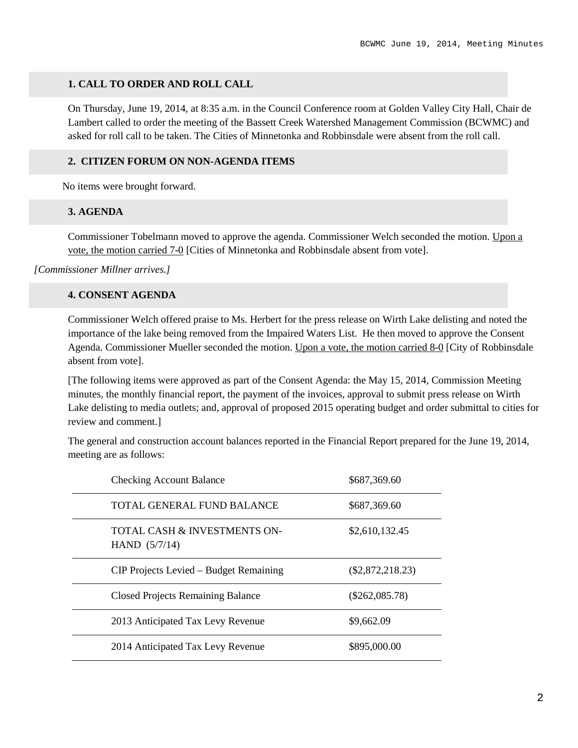## 1. CALL TO ORDER AND ROLL CALL

On Thursday, June 19, 2014, at 8:35 a.m. in the Council Conference room at Golden Valley City Hall, Chair de Lambert called to order the meeting of the Bassett Creek Watershed Management Commission (BCWMC) and asked for roll call to be taken. The Cities of Minnetonka and Robbinsdale were absent from the roll call.

## 2. CITIZEN FORUM ON NON-AGENDA ITEMS

No items were brought forward.

## 3. AGENDA

Commissioner Tobelmann moved to approve the agenda. Commissioner Welch seconded the motion. Upon a vote, the motion carried 7-0 [Cities of Minnetonka and Robbinsdale absent from vote].

*[Commissioner Millner arrives.]*

## 4. CONSENT AGENDA

Commissioner Welch offered praise to Ms. Herbert for the press release on Wirth Lake delisting and noted the importance of the lake being removed from the Impaired Waters List. He then moved to approve the Consent Agenda. Commissioner Mueller seconded the motion. Upon a vote, the motion carried 8-0 [City of Robbinsdale absent from vote].

[The following items were approved as part of the Consent Agenda: the May 15, 2014, Commission Meeting minutes, the monthly financial report, the payment of the invoices, approval to submit press release on Wirth Lake delisting to media outlets; and, approval of proposed 2015 operating budget and order submittal to cities for review and comment.]

The general and construction account balances reported in the Financial Report prepared for the June 19, 2014, meeting are as follows:

| | |
|---|---|
| Checking Account Balance | $687,369.60 |
| TOTAL GENERAL FUND BALANCE | $687,369.60 |
| TOTAL CASH & INVESTMENTS ON-HAND (5/7/14) | $2,610,132.45 |
| CIP Projects Levied – Budget Remaining | ($2,872,218.23) |
| Closed Projects Remaining Balance | ($262,085.78) |
| 2013 Anticipated Tax Levy Revenue | $9,662.09 |
| 2014 Anticipated Tax Levy Revenue | $895,000.00 |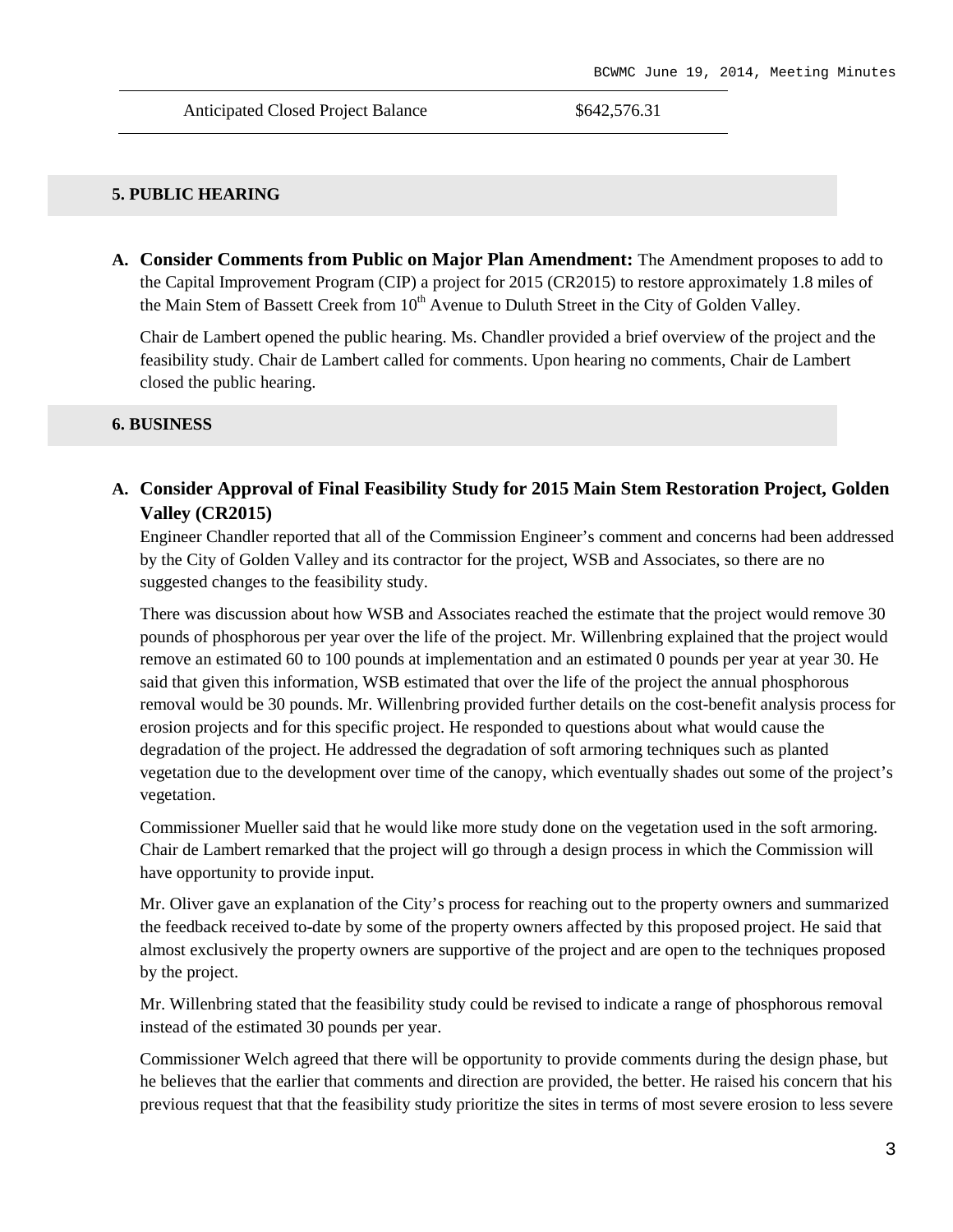| Anticipated Closed Project Balance | $642,576.31 |
|---|---|

## 5. PUBLIC HEARING

**A. Consider Comments from Public on Major Plan Amendment:** The Amendment proposes to add to the Capital Improvement Program (CIP) a project for 2015 (CR2015) to restore approximately 1.8 miles of the Main Stem of Bassett Creek from 10th Avenue to Duluth Street in the City of Golden Valley.

Chair de Lambert opened the public hearing. Ms. Chandler provided a brief overview of the project and the feasibility study. Chair de Lambert called for comments. Upon hearing no comments, Chair de Lambert closed the public hearing.

## 6. BUSINESS

**A. Consider Approval of Final Feasibility Study for 2015 Main Stem Restoration Project, Golden Valley (CR2015)**

Engineer Chandler reported that all of the Commission Engineer's comment and concerns had been addressed by the City of Golden Valley and its contractor for the project, WSB and Associates, so there are no suggested changes to the feasibility study.

There was discussion about how WSB and Associates reached the estimate that the project would remove 30 pounds of phosphorous per year over the life of the project. Mr. Willenbring explained that the project would remove an estimated 60 to 100 pounds at implementation and an estimated 0 pounds per year at year 30. He said that given this information, WSB estimated that over the life of the project the annual phosphorous removal would be 30 pounds. Mr. Willenbring provided further details on the cost-benefit analysis process for erosion projects and for this specific project. He responded to questions about what would cause the degradation of the project. He addressed the degradation of soft armoring techniques such as planted vegetation due to the development over time of the canopy, which eventually shades out some of the project's vegetation.

Commissioner Mueller said that he would like more study done on the vegetation used in the soft armoring. Chair de Lambert remarked that the project will go through a design process in which the Commission will have opportunity to provide input.

Mr. Oliver gave an explanation of the City's process for reaching out to the property owners and summarized the feedback received to-date by some of the property owners affected by this proposed project. He said that almost exclusively the property owners are supportive of the project and are open to the techniques proposed by the project.

Mr. Willenbring stated that the feasibility study could be revised to indicate a range of phosphorous removal instead of the estimated 30 pounds per year.

Commissioner Welch agreed that there will be opportunity to provide comments during the design phase, but he believes that the earlier that comments and direction are provided, the better. He raised his concern that his previous request that that the feasibility study prioritize the sites in terms of most severe erosion to less severe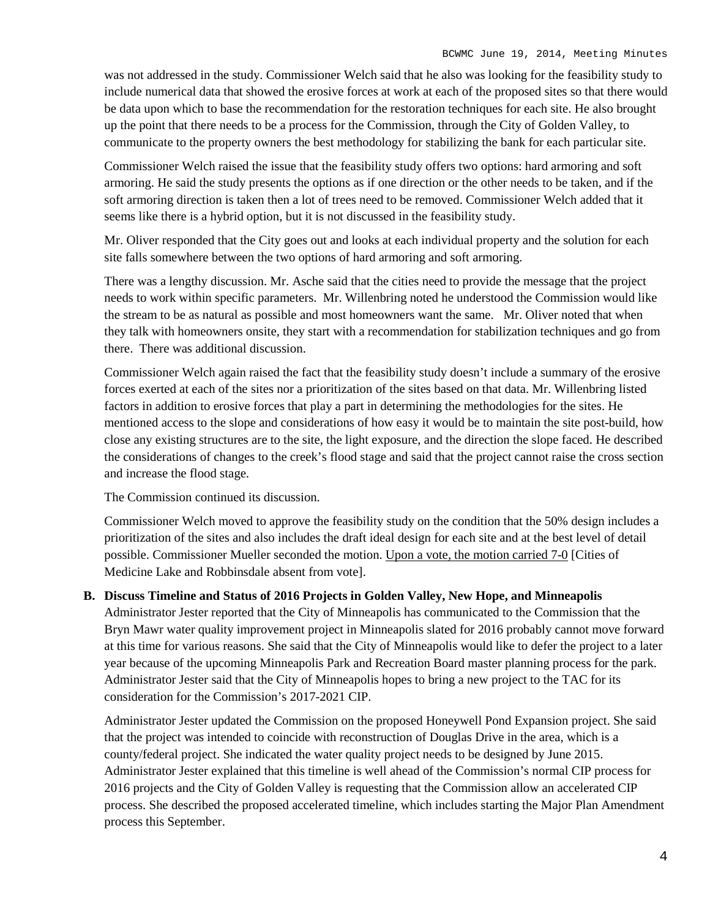was not addressed in the study. Commissioner Welch said that he also was looking for the feasibility study to include numerical data that showed the erosive forces at work at each of the proposed sites so that there would be data upon which to base the recommendation for the restoration techniques for each site. He also brought up the point that there needs to be a process for the Commission, through the City of Golden Valley, to communicate to the property owners the best methodology for stabilizing the bank for each particular site.

Commissioner Welch raised the issue that the feasibility study offers two options: hard armoring and soft armoring. He said the study presents the options as if one direction or the other needs to be taken, and if the soft armoring direction is taken then a lot of trees need to be removed. Commissioner Welch added that it seems like there is a hybrid option, but it is not discussed in the feasibility study.

Mr. Oliver responded that the City goes out and looks at each individual property and the solution for each site falls somewhere between the two options of hard armoring and soft armoring.

There was a lengthy discussion. Mr. Asche said that the cities need to provide the message that the project needs to work within specific parameters. Mr. Willenbring noted he understood the Commission would like the stream to be as natural as possible and most homeowners want the same. Mr. Oliver noted that when they talk with homeowners onsite, they start with a recommendation for stabilization techniques and go from there. There was additional discussion.

Commissioner Welch again raised the fact that the feasibility study doesn't include a summary of the erosive forces exerted at each of the sites nor a prioritization of the sites based on that data. Mr. Willenbring listed factors in addition to erosive forces that play a part in determining the methodologies for the sites. He mentioned access to the slope and considerations of how easy it would be to maintain the site post-build, how close any existing structures are to the site, the light exposure, and the direction the slope faced. He described the considerations of changes to the creek's flood stage and said that the project cannot raise the cross section and increase the flood stage.

The Commission continued its discussion.

Commissioner Welch moved to approve the feasibility study on the condition that the 50% design includes a prioritization of the sites and also includes the draft ideal design for each site and at the best level of detail possible. Commissioner Mueller seconded the motion. Upon a vote, the motion carried 7-0 [Cities of Medicine Lake and Robbinsdale absent from vote].

**B. Discuss Timeline and Status of 2016 Projects in Golden Valley, New Hope, and Minneapolis**

Administrator Jester reported that the City of Minneapolis has communicated to the Commission that the Bryn Mawr water quality improvement project in Minneapolis slated for 2016 probably cannot move forward at this time for various reasons. She said that the City of Minneapolis would like to defer the project to a later year because of the upcoming Minneapolis Park and Recreation Board master planning process for the park. Administrator Jester said that the City of Minneapolis hopes to bring a new project to the TAC for its consideration for the Commission's 2017-2021 CIP.

Administrator Jester updated the Commission on the proposed Honeywell Pond Expansion project. She said that the project was intended to coincide with reconstruction of Douglas Drive in the area, which is a county/federal project. She indicated the water quality project needs to be designed by June 2015. Administrator Jester explained that this timeline is well ahead of the Commission's normal CIP process for 2016 projects and the City of Golden Valley is requesting that the Commission allow an accelerated CIP process. She described the proposed accelerated timeline, which includes starting the Major Plan Amendment process this September.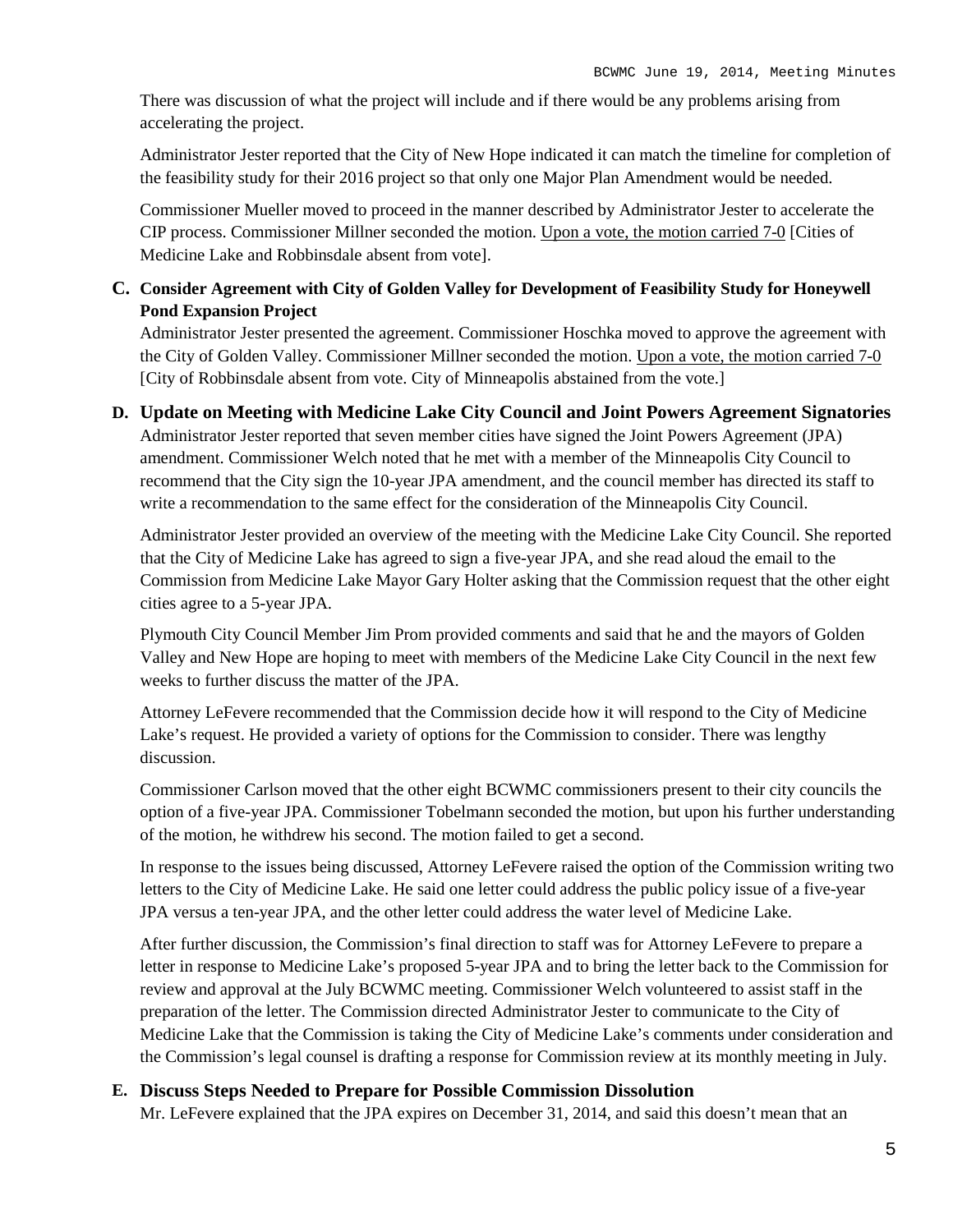There was discussion of what the project will include and if there would be any problems arising from accelerating the project.

Administrator Jester reported that the City of New Hope indicated it can match the timeline for completion of the feasibility study for their 2016 project so that only one Major Plan Amendment would be needed.

Commissioner Mueller moved to proceed in the manner described by Administrator Jester to accelerate the CIP process. Commissioner Millner seconded the motion. Upon a vote, the motion carried 7-0 [Cities of Medicine Lake and Robbinsdale absent from vote].

**C. Consider Agreement with City of Golden Valley for Development of Feasibility Study for Honeywell Pond Expansion Project**

Administrator Jester presented the agreement. Commissioner Hoschka moved to approve the agreement with the City of Golden Valley. Commissioner Millner seconded the motion. Upon a vote, the motion carried 7-0 [City of Robbinsdale absent from vote. City of Minneapolis abstained from the vote.]

**D. Update on Meeting with Medicine Lake City Council and Joint Powers Agreement Signatories**

Administrator Jester reported that seven member cities have signed the Joint Powers Agreement (JPA) amendment. Commissioner Welch noted that he met with a member of the Minneapolis City Council to recommend that the City sign the 10-year JPA amendment, and the council member has directed its staff to write a recommendation to the same effect for the consideration of the Minneapolis City Council.

Administrator Jester provided an overview of the meeting with the Medicine Lake City Council. She reported that the City of Medicine Lake has agreed to sign a five-year JPA, and she read aloud the email to the Commission from Medicine Lake Mayor Gary Holter asking that the Commission request that the other eight cities agree to a 5-year JPA.

Plymouth City Council Member Jim Prom provided comments and said that he and the mayors of Golden Valley and New Hope are hoping to meet with members of the Medicine Lake City Council in the next few weeks to further discuss the matter of the JPA.

Attorney LeFevere recommended that the Commission decide how it will respond to the City of Medicine Lake's request. He provided a variety of options for the Commission to consider. There was lengthy discussion.

Commissioner Carlson moved that the other eight BCWMC commissioners present to their city councils the option of a five-year JPA. Commissioner Tobelmann seconded the motion, but upon his further understanding of the motion, he withdrew his second. The motion failed to get a second.

In response to the issues being discussed, Attorney LeFevere raised the option of the Commission writing two letters to the City of Medicine Lake. He said one letter could address the public policy issue of a five-year JPA versus a ten-year JPA, and the other letter could address the water level of Medicine Lake.

After further discussion, the Commission's final direction to staff was for Attorney LeFevere to prepare a letter in response to Medicine Lake's proposed 5-year JPA and to bring the letter back to the Commission for review and approval at the July BCWMC meeting. Commissioner Welch volunteered to assist staff in the preparation of the letter. The Commission directed Administrator Jester to communicate to the City of Medicine Lake that the Commission is taking the City of Medicine Lake's comments under consideration and the Commission's legal counsel is drafting a response for Commission review at its monthly meeting in July.

**E. Discuss Steps Needed to Prepare for Possible Commission Dissolution**

Mr. LeFevere explained that the JPA expires on December 31, 2014, and said this doesn't mean that an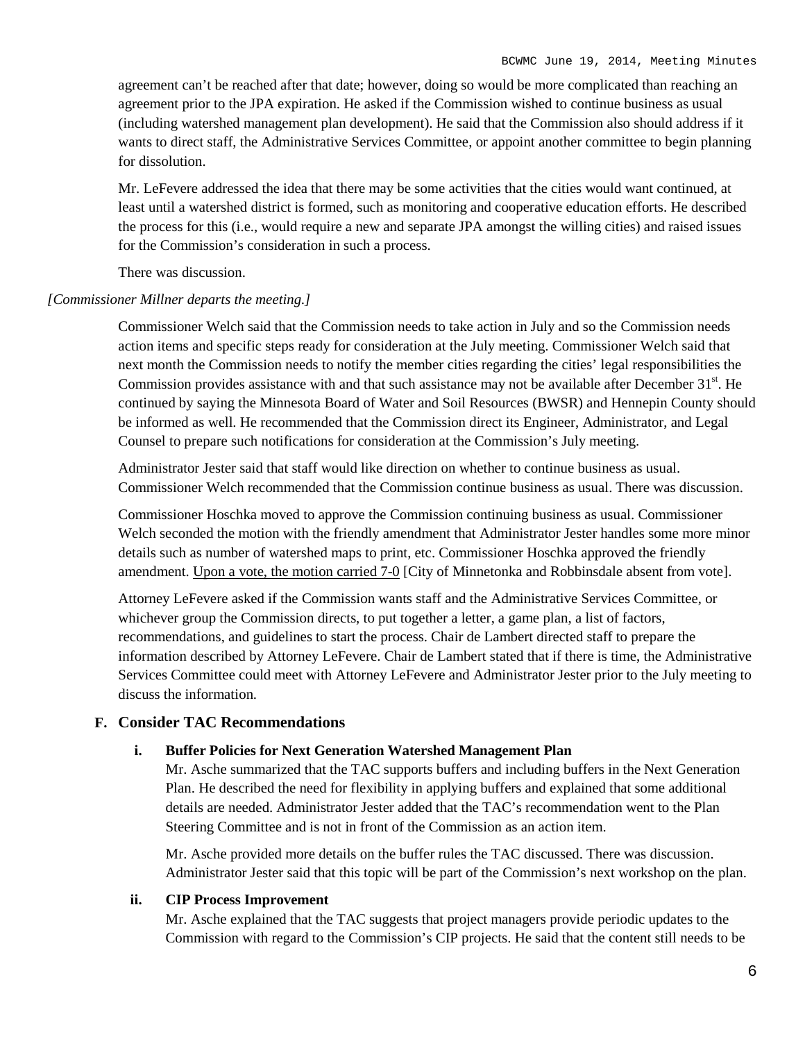agreement can't be reached after that date; however, doing so would be more complicated than reaching an agreement prior to the JPA expiration. He asked if the Commission wished to continue business as usual (including watershed management plan development). He said that the Commission also should address if it wants to direct staff, the Administrative Services Committee, or appoint another committee to begin planning for dissolution.

Mr. LeFevere addressed the idea that there may be some activities that the cities would want continued, at least until a watershed district is formed, such as monitoring and cooperative education efforts. He described the process for this (i.e., would require a new and separate JPA amongst the willing cities) and raised issues for the Commission's consideration in such a process.

There was discussion.

*[Commissioner Millner departs the meeting.]*

Commissioner Welch said that the Commission needs to take action in July and so the Commission needs action items and specific steps ready for consideration at the July meeting. Commissioner Welch said that next month the Commission needs to notify the member cities regarding the cities' legal responsibilities the Commission provides assistance with and that such assistance may not be available after December 31st. He continued by saying the Minnesota Board of Water and Soil Resources (BWSR) and Hennepin County should be informed as well. He recommended that the Commission direct its Engineer, Administrator, and Legal Counsel to prepare such notifications for consideration at the Commission's July meeting.

Administrator Jester said that staff would like direction on whether to continue business as usual. Commissioner Welch recommended that the Commission continue business as usual. There was discussion.

Commissioner Hoschka moved to approve the Commission continuing business as usual. Commissioner Welch seconded the motion with the friendly amendment that Administrator Jester handles some more minor details such as number of watershed maps to print, etc. Commissioner Hoschka approved the friendly amendment. <u>Upon a vote, the motion carried 7-0</u> [City of Minnetonka and Robbinsdale absent from vote].

Attorney LeFevere asked if the Commission wants staff and the Administrative Services Committee, or whichever group the Commission directs, to put together a letter, a game plan, a list of factors, recommendations, and guidelines to start the process. Chair de Lambert directed staff to prepare the information described by Attorney LeFevere. Chair de Lambert stated that if there is time, the Administrative Services Committee could meet with Attorney LeFevere and Administrator Jester prior to the July meeting to discuss the information.

### F. Consider TAC Recommendations

#### i. Buffer Policies for Next Generation Watershed Management Plan

Mr. Asche summarized that the TAC supports buffers and including buffers in the Next Generation Plan. He described the need for flexibility in applying buffers and explained that some additional details are needed. Administrator Jester added that the TAC's recommendation went to the Plan Steering Committee and is not in front of the Commission as an action item.

Mr. Asche provided more details on the buffer rules the TAC discussed. There was discussion. Administrator Jester said that this topic will be part of the Commission's next workshop on the plan.

#### ii. CIP Process Improvement

Mr. Asche explained that the TAC suggests that project managers provide periodic updates to the Commission with regard to the Commission's CIP projects. He said that the content still needs to be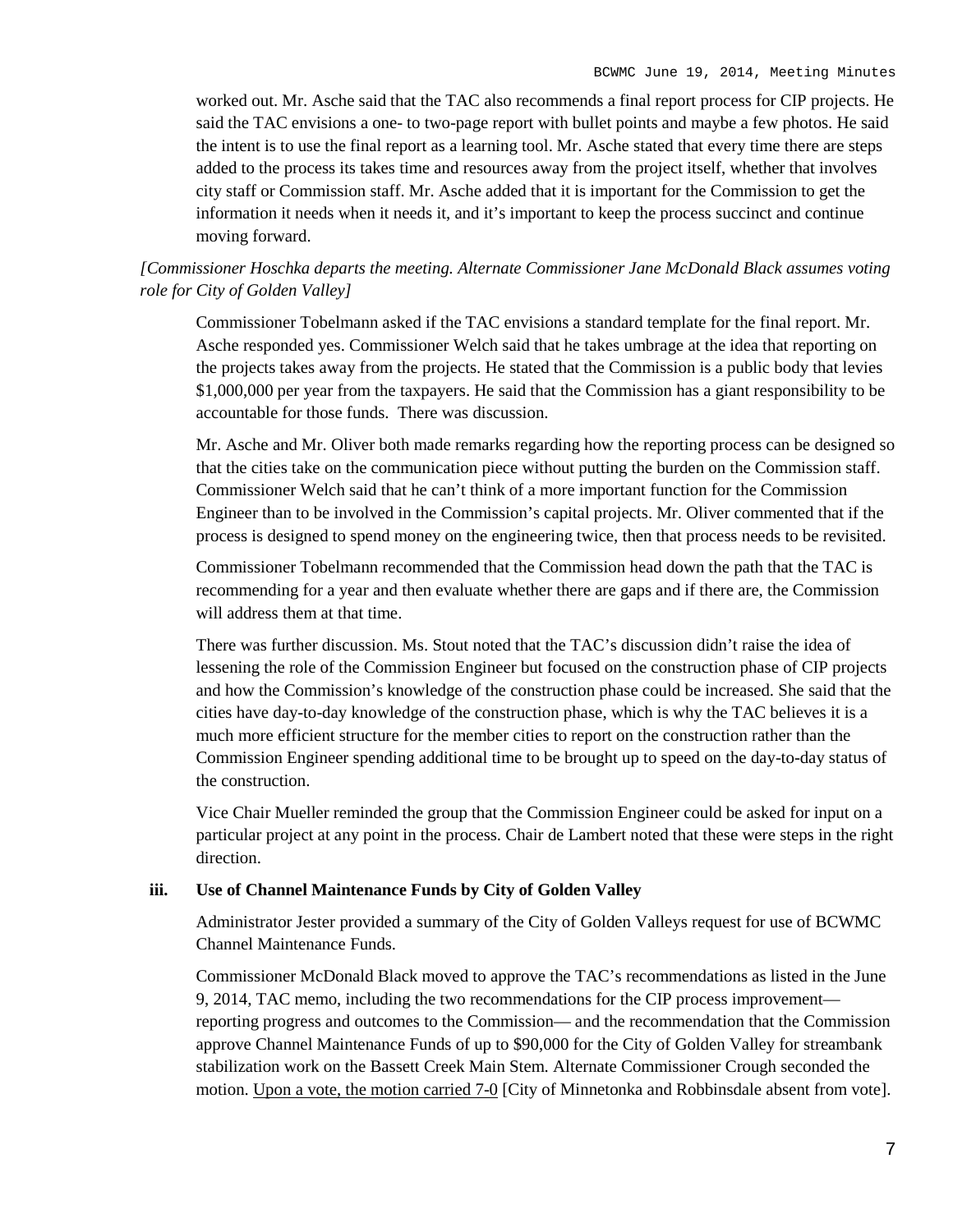worked out. Mr. Asche said that the TAC also recommends a final report process for CIP projects. He said the TAC envisions a one- to two-page report with bullet points and maybe a few photos. He said the intent is to use the final report as a learning tool. Mr. Asche stated that every time there are steps added to the process its takes time and resources away from the project itself, whether that involves city staff or Commission staff. Mr. Asche added that it is important for the Commission to get the information it needs when it needs it, and it's important to keep the process succinct and continue moving forward.

*[Commissioner Hoschka departs the meeting. Alternate Commissioner Jane McDonald Black assumes voting role for City of Golden Valley]*

Commissioner Tobelmann asked if the TAC envisions a standard template for the final report. Mr. Asche responded yes. Commissioner Welch said that he takes umbrage at the idea that reporting on the projects takes away from the projects. He stated that the Commission is a public body that levies $1,000,000 per year from the taxpayers. He said that the Commission has a giant responsibility to be accountable for those funds. There was discussion.

Mr. Asche and Mr. Oliver both made remarks regarding how the reporting process can be designed so that the cities take on the communication piece without putting the burden on the Commission staff. Commissioner Welch said that he can't think of a more important function for the Commission Engineer than to be involved in the Commission's capital projects. Mr. Oliver commented that if the process is designed to spend money on the engineering twice, then that process needs to be revisited.

Commissioner Tobelmann recommended that the Commission head down the path that the TAC is recommending for a year and then evaluate whether there are gaps and if there are, the Commission will address them at that time.

There was further discussion. Ms. Stout noted that the TAC's discussion didn't raise the idea of lessening the role of the Commission Engineer but focused on the construction phase of CIP projects and how the Commission's knowledge of the construction phase could be increased. She said that the cities have day-to-day knowledge of the construction phase, which is why the TAC believes it is a much more efficient structure for the member cities to report on the construction rather than the Commission Engineer spending additional time to be brought up to speed on the day-to-day status of the construction.

Vice Chair Mueller reminded the group that the Commission Engineer could be asked for input on a particular project at any point in the process. Chair de Lambert noted that these were steps in the right direction.

**iii. Use of Channel Maintenance Funds by City of Golden Valley**

Administrator Jester provided a summary of the City of Golden Valleys request for use of BCWMC Channel Maintenance Funds.

Commissioner McDonald Black moved to approve the TAC's recommendations as listed in the June 9, 2014, TAC memo, including the two recommendations for the CIP process improvement—reporting progress and outcomes to the Commission— and the recommendation that the Commission approve Channel Maintenance Funds of up to $90,000 for the City of Golden Valley for streambank stabilization work on the Bassett Creek Main Stem. Alternate Commissioner Crough seconded the motion. <u>Upon a vote, the motion carried 7-0</u> [City of Minnetonka and Robbinsdale absent from vote].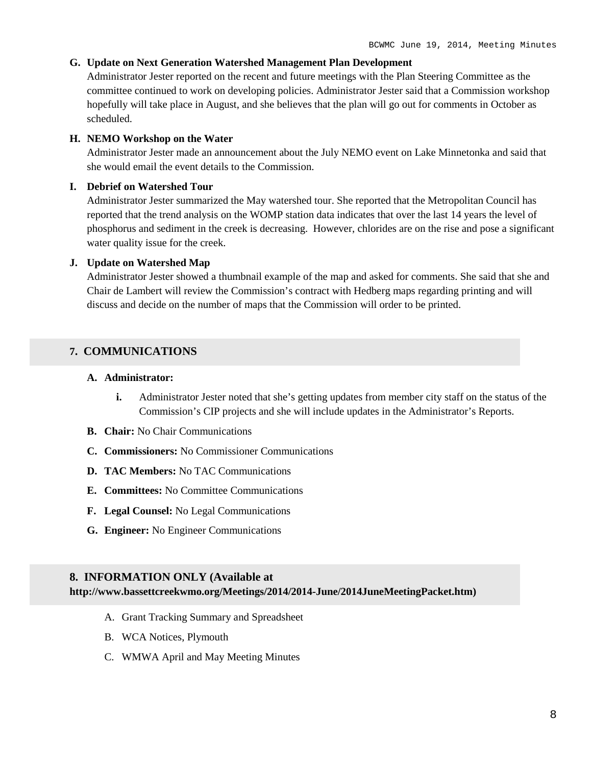**G. Update on Next Generation Watershed Management Plan Development**

Administrator Jester reported on the recent and future meetings with the Plan Steering Committee as the committee continued to work on developing policies. Administrator Jester said that a Commission workshop hopefully will take place in August, and she believes that the plan will go out for comments in October as scheduled.

**H. NEMO Workshop on the Water**

Administrator Jester made an announcement about the July NEMO event on Lake Minnetonka and said that she would email the event details to the Commission.

**I. Debrief on Watershed Tour**

Administrator Jester summarized the May watershed tour. She reported that the Metropolitan Council has reported that the trend analysis on the WOMP station data indicates that over the last 14 years the level of phosphorus and sediment in the creek is decreasing. However, chlorides are on the rise and pose a significant water quality issue for the creek.

**J. Update on Watershed Map**

Administrator Jester showed a thumbnail example of the map and asked for comments. She said that she and Chair de Lambert will review the Commission's contract with Hedberg maps regarding printing and will discuss and decide on the number of maps that the Commission will order to be printed.

## 7. COMMUNICATIONS

**A. Administrator:**

- **i.** Administrator Jester noted that she's getting updates from member city staff on the status of the Commission's CIP projects and she will include updates in the Administrator's Reports.

**B. Chair:** No Chair Communications

**C. Commissioners:** No Commissioner Communications

**D. TAC Members:** No TAC Communications

**E. Committees:** No Committee Communications

**F. Legal Counsel:** No Legal Communications

**G. Engineer:** No Engineer Communications

## 8. INFORMATION ONLY (Available at http://www.bassettcreekwmo.org/Meetings/2014/2014-June/2014JuneMeetingPacket.htm)

A. Grant Tracking Summary and Spreadsheet

B. WCA Notices, Plymouth

C. WMWA April and May Meeting Minutes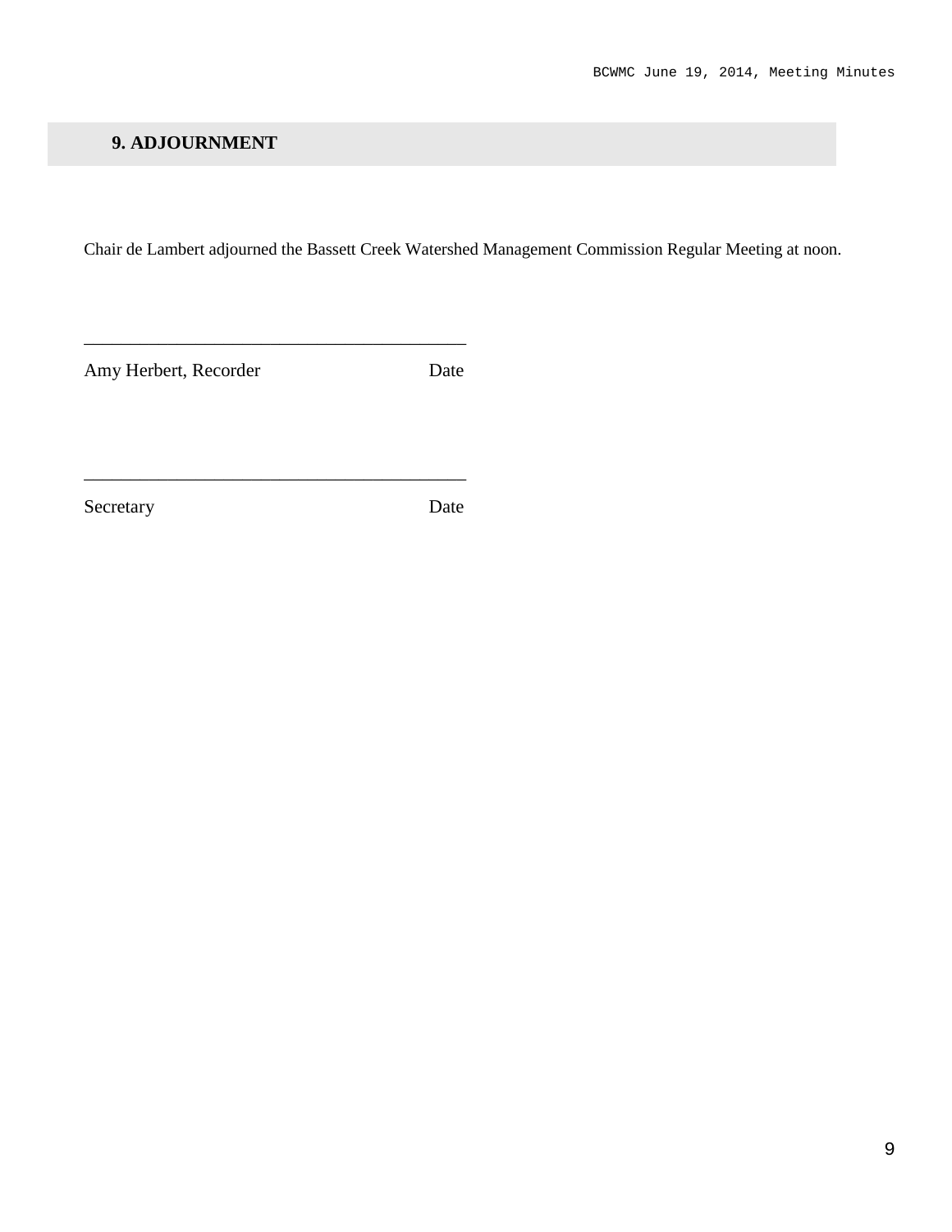## 9. ADJOURNMENT

Chair de Lambert adjourned the Bassett Creek Watershed Management Commission Regular Meeting at noon.

\_\_\_\_\_\_\_\_\_\_\_\_\_\_\_\_\_\_\_\_\_\_\_\_\_\_\_\_\_\_\_\_\_\_\_\_\_\_\_\_\_\_

Amy Herbert, Recorder Date

\_\_\_\_\_\_\_\_\_\_\_\_\_\_\_\_\_\_\_\_\_\_\_\_\_\_\_\_\_\_\_\_\_\_\_\_\_\_\_\_\_\_

Secretary Date